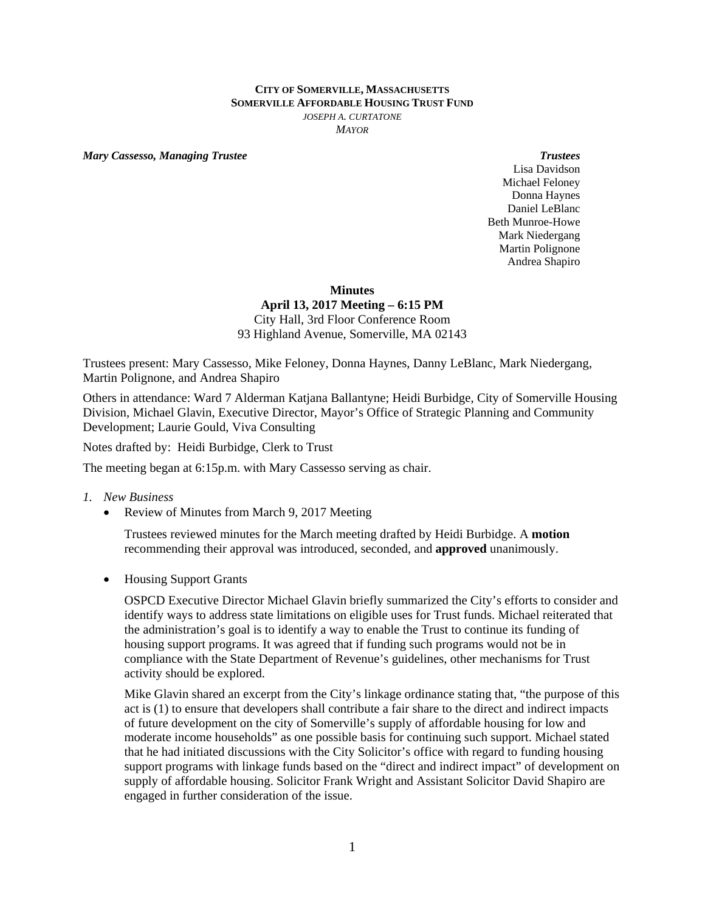**CITY OF SOMERVILLE, MASSACHUSETTS**
**SOMERVILLE AFFORDABLE HOUSING TRUST FUND**
*JOSEPH A. CURTATONE*
*MAYOR*

***Mary Cassesso, Managing Trustee***

***Trustees***
Lisa Davidson
Michael Feloney
Donna Haynes
Daniel LeBlanc
Beth Munroe-Howe
Mark Niedergang
Martin Polignone
Andrea Shapiro

**Minutes**
**April 13, 2017 Meeting – 6:15 PM**
City Hall, 3rd Floor Conference Room
93 Highland Avenue, Somerville, MA 02143

Trustees present: Mary Cassesso, Mike Feloney, Donna Haynes, Danny LeBlanc, Mark Niedergang, Martin Polignone, and Andrea Shapiro

Others in attendance: Ward 7 Alderman Katjana Ballantyne; Heidi Burbidge, City of Somerville Housing Division, Michael Glavin, Executive Director, Mayor's Office of Strategic Planning and Community Development; Laurie Gould, Viva Consulting

Notes drafted by: Heidi Burbidge, Clerk to Trust

The meeting began at 6:15p.m. with Mary Cassesso serving as chair.

1. *New Business*
   - Review of Minutes from March 9, 2017 Meeting

     Trustees reviewed minutes for the March meeting drafted by Heidi Burbidge. A **motion** recommending their approval was introduced, seconded, and **approved** unanimously.

   - Housing Support Grants

     OSPCD Executive Director Michael Glavin briefly summarized the City's efforts to consider and identify ways to address state limitations on eligible uses for Trust funds. Michael reiterated that the administration's goal is to identify a way to enable the Trust to continue its funding of housing support programs. It was agreed that if funding such programs would not be in compliance with the State Department of Revenue's guidelines, other mechanisms for Trust activity should be explored.

     Mike Glavin shared an excerpt from the City's linkage ordinance stating that, "the purpose of this act is (1) to ensure that developers shall contribute a fair share to the direct and indirect impacts of future development on the city of Somerville's supply of affordable housing for low and moderate income households" as one possible basis for continuing such support. Michael stated that he had initiated discussions with the City Solicitor's office with regard to funding housing support programs with linkage funds based on the "direct and indirect impact" of development on supply of affordable housing. Solicitor Frank Wright and Assistant Solicitor David Shapiro are engaged in further consideration of the issue.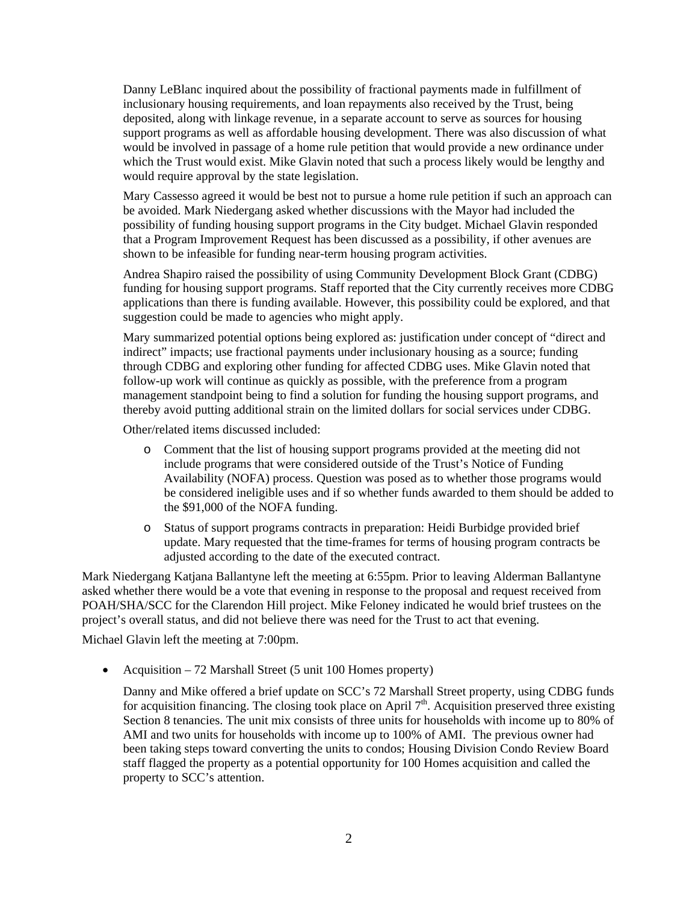Danny LeBlanc inquired about the possibility of fractional payments made in fulfillment of inclusionary housing requirements, and loan repayments also received by the Trust, being deposited, along with linkage revenue, in a separate account to serve as sources for housing support programs as well as affordable housing development. There was also discussion of what would be involved in passage of a home rule petition that would provide a new ordinance under which the Trust would exist. Mike Glavin noted that such a process likely would be lengthy and would require approval by the state legislation.

Mary Cassesso agreed it would be best not to pursue a home rule petition if such an approach can be avoided. Mark Niedergang asked whether discussions with the Mayor had included the possibility of funding housing support programs in the City budget. Michael Glavin responded that a Program Improvement Request has been discussed as a possibility, if other avenues are shown to be infeasible for funding near-term housing program activities.

Andrea Shapiro raised the possibility of using Community Development Block Grant (CDBG) funding for housing support programs. Staff reported that the City currently receives more CDBG applications than there is funding available. However, this possibility could be explored, and that suggestion could be made to agencies who might apply.

Mary summarized potential options being explored as: justification under concept of "direct and indirect" impacts; use fractional payments under inclusionary housing as a source; funding through CDBG and exploring other funding for affected CDBG uses. Mike Glavin noted that follow-up work will continue as quickly as possible, with the preference from a program management standpoint being to find a solution for funding the housing support programs, and thereby avoid putting additional strain on the limited dollars for social services under CDBG.

Other/related items discussed included:

- Comment that the list of housing support programs provided at the meeting did not include programs that were considered outside of the Trust's Notice of Funding Availability (NOFA) process. Question was posed as to whether those programs would be considered ineligible uses and if so whether funds awarded to them should be added to the $91,000 of the NOFA funding.
- Status of support programs contracts in preparation: Heidi Burbidge provided brief update. Mary requested that the time-frames for terms of housing program contracts be adjusted according to the date of the executed contract.

Mark Niedergang Katjana Ballantyne left the meeting at 6:55pm. Prior to leaving Alderman Ballantyne asked whether there would be a vote that evening in response to the proposal and request received from POAH/SHA/SCC for the Clarendon Hill project. Mike Feloney indicated he would brief trustees on the project's overall status, and did not believe there was need for the Trust to act that evening.

Michael Glavin left the meeting at 7:00pm.

- Acquisition – 72 Marshall Street (5 unit 100 Homes property)

  Danny and Mike offered a brief update on SCC's 72 Marshall Street property, using CDBG funds for acquisition financing. The closing took place on April 7th. Acquisition preserved three existing Section 8 tenancies. The unit mix consists of three units for households with income up to 80% of AMI and two units for households with income up to 100% of AMI. The previous owner had been taking steps toward converting the units to condos; Housing Division Condo Review Board staff flagged the property as a potential opportunity for 100 Homes acquisition and called the property to SCC's attention.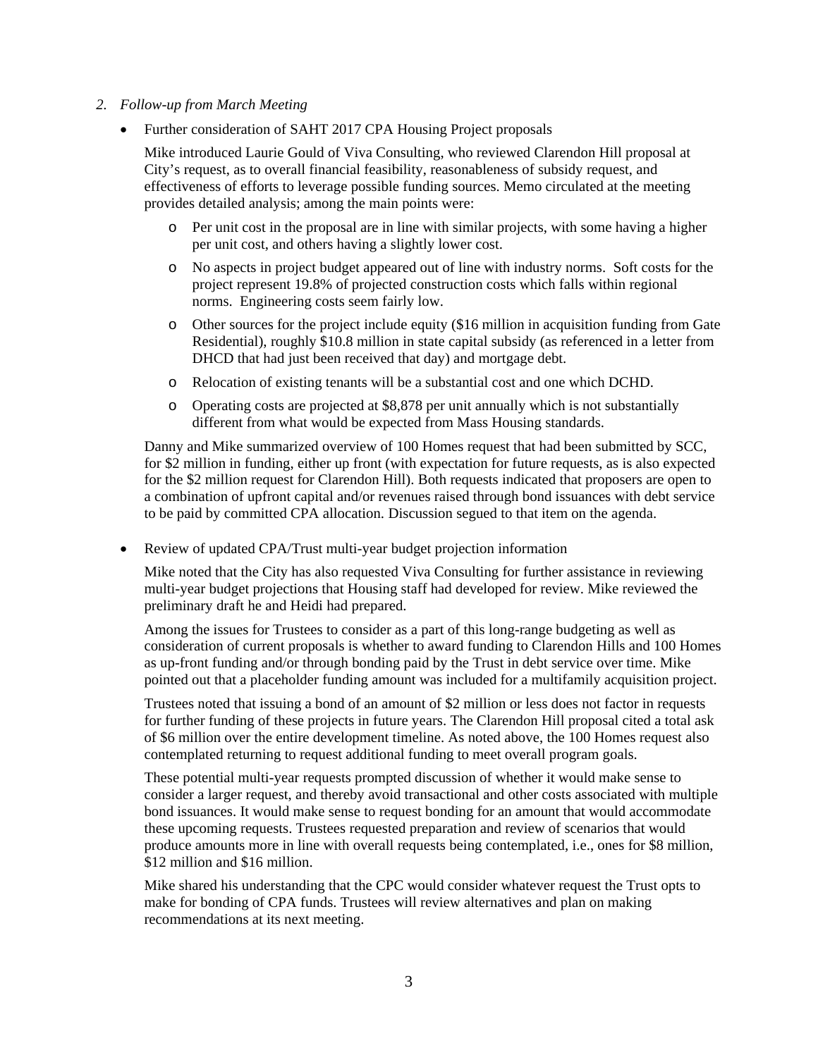2. *Follow-up from March Meeting*

- Further consideration of SAHT 2017 CPA Housing Project proposals

  Mike introduced Laurie Gould of Viva Consulting, who reviewed Clarendon Hill proposal at City's request, as to overall financial feasibility, reasonableness of subsidy request, and effectiveness of efforts to leverage possible funding sources. Memo circulated at the meeting provides detailed analysis; among the main points were:

  - Per unit cost in the proposal are in line with similar projects, with some having a higher per unit cost, and others having a slightly lower cost.
  - No aspects in project budget appeared out of line with industry norms. Soft costs for the project represent 19.8% of projected construction costs which falls within regional norms. Engineering costs seem fairly low.
  - Other sources for the project include equity ($16 million in acquisition funding from Gate Residential), roughly $10.8 million in state capital subsidy (as referenced in a letter from DHCD that had just been received that day) and mortgage debt.
  - Relocation of existing tenants will be a substantial cost and one which DCHD.
  - Operating costs are projected at $8,878 per unit annually which is not substantially different from what would be expected from Mass Housing standards.

  Danny and Mike summarized overview of 100 Homes request that had been submitted by SCC, for $2 million in funding, either up front (with expectation for future requests, as is also expected for the $2 million request for Clarendon Hill). Both requests indicated that proposers are open to a combination of upfront capital and/or revenues raised through bond issuances with debt service to be paid by committed CPA allocation. Discussion segued to that item on the agenda.

- Review of updated CPA/Trust multi-year budget projection information

  Mike noted that the City has also requested Viva Consulting for further assistance in reviewing multi-year budget projections that Housing staff had developed for review. Mike reviewed the preliminary draft he and Heidi had prepared.

  Among the issues for Trustees to consider as a part of this long-range budgeting as well as consideration of current proposals is whether to award funding to Clarendon Hills and 100 Homes as up-front funding and/or through bonding paid by the Trust in debt service over time. Mike pointed out that a placeholder funding amount was included for a multifamily acquisition project.

  Trustees noted that issuing a bond of an amount of $2 million or less does not factor in requests for further funding of these projects in future years. The Clarendon Hill proposal cited a total ask of $6 million over the entire development timeline. As noted above, the 100 Homes request also contemplated returning to request additional funding to meet overall program goals.

  These potential multi-year requests prompted discussion of whether it would make sense to consider a larger request, and thereby avoid transactional and other costs associated with multiple bond issuances. It would make sense to request bonding for an amount that would accommodate these upcoming requests. Trustees requested preparation and review of scenarios that would produce amounts more in line with overall requests being contemplated, i.e., ones for $8 million, $12 million and $16 million.

  Mike shared his understanding that the CPC would consider whatever request the Trust opts to make for bonding of CPA funds. Trustees will review alternatives and plan on making recommendations at its next meeting.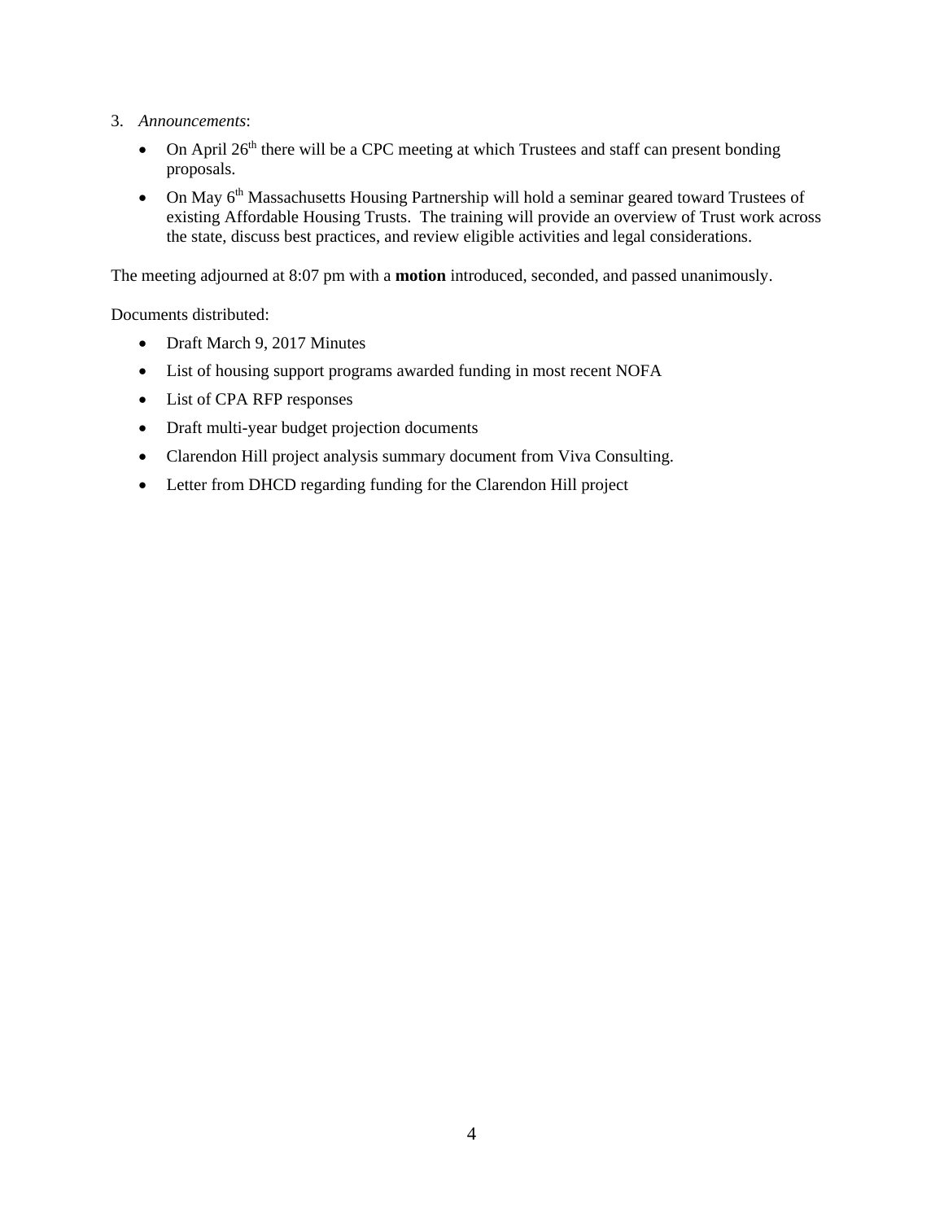3. *Announcements*:

- On April 26th there will be a CPC meeting at which Trustees and staff can present bonding proposals.
- On May 6th Massachusetts Housing Partnership will hold a seminar geared toward Trustees of existing Affordable Housing Trusts. The training will provide an overview of Trust work across the state, discuss best practices, and review eligible activities and legal considerations.

The meeting adjourned at 8:07 pm with a **motion** introduced, seconded, and passed unanimously.

Documents distributed:

- Draft March 9, 2017 Minutes
- List of housing support programs awarded funding in most recent NOFA
- List of CPA RFP responses
- Draft multi-year budget projection documents
- Clarendon Hill project analysis summary document from Viva Consulting.
- Letter from DHCD regarding funding for the Clarendon Hill project